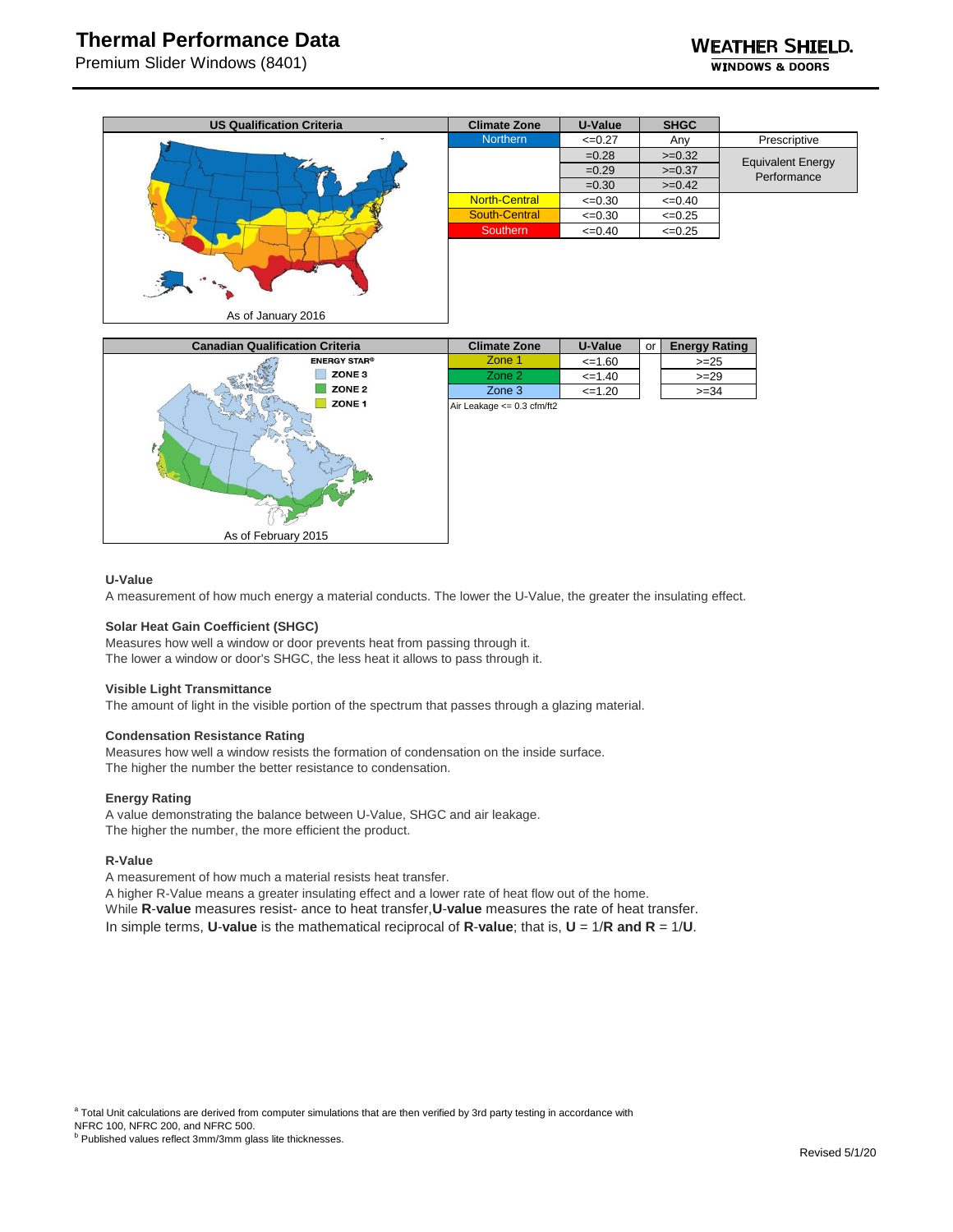# Thermal Performance Data

Premium Slider Windows (8401)

**WEATHER SHIELD.**
**WINDOWS & DOORS**

| US Qualification Criteria | Climate Zone | U-Value | SHGC | |
|---|---|---|---|---|
| | Northern | <=0.27 | Any | Prescriptive |
| | | =0.28 | >=0.32 | Equivalent Energy Performance |
| | | =0.29 | >=0.37 | |
| | | =0.30 | >=0.42 | |
| | North-Central | <=0.30 | <=0.40 | |
| | South-Central | <=0.30 | <=0.25 | |
| | Southern | <=0.40 | <=0.25 | |
| As of January 2016 | | | | |

| Canadian Qualification Criteria | Climate Zone | U-Value | or | Energy Rating |
|---|---|---|---|---|
| ENERGY STAR® | Zone 1 | <=1.60 | | >=25 |
| | Zone 2 | <=1.40 | | >=29 |
| | Zone 3 | <=1.20 | | >=34 |
| As of February 2015 | Air Leakage <= 0.3 cfm/ft2 | | | |

### U-Value

A measurement of how much energy a material conducts. The lower the U-Value, the greater the insulating effect.

### Solar Heat Gain Coefficient (SHGC)

Measures how well a window or door prevents heat from passing through it.
The lower a window or door's SHGC, the less heat it allows to pass through it.

### Visible Light Transmittance

The amount of light in the visible portion of the spectrum that passes through a glazing material.

### Condensation Resistance Rating

Measures how well a window resists the formation of condensation on the inside surface.
The higher the number the better resistance to condensation.

### Energy Rating

A value demonstrating the balance between U-Value, SHGC and air leakage.
The higher the number, the more efficient the product.

### R-Value

A measurement of how much a material resists heat transfer.
A higher R-Value means a greater insulating effect and a lower rate of heat flow out of the home.
While **R**-**value** measures resist- ance to heat transfer,**U**-**value** measures the rate of heat transfer.
In simple terms, **U**-**value** is the mathematical reciprocal of **R**-**value**; that is, **U** = 1/**R and R** = 1/**U**.

[a] Total Unit calculations are derived from computer simulations that are then verified by 3rd party testing in accordance with NFRC 100, NFRC 200, and NFRC 500.
[b] Published values reflect 3mm/3mm glass lite thicknesses.

Revised 5/1/20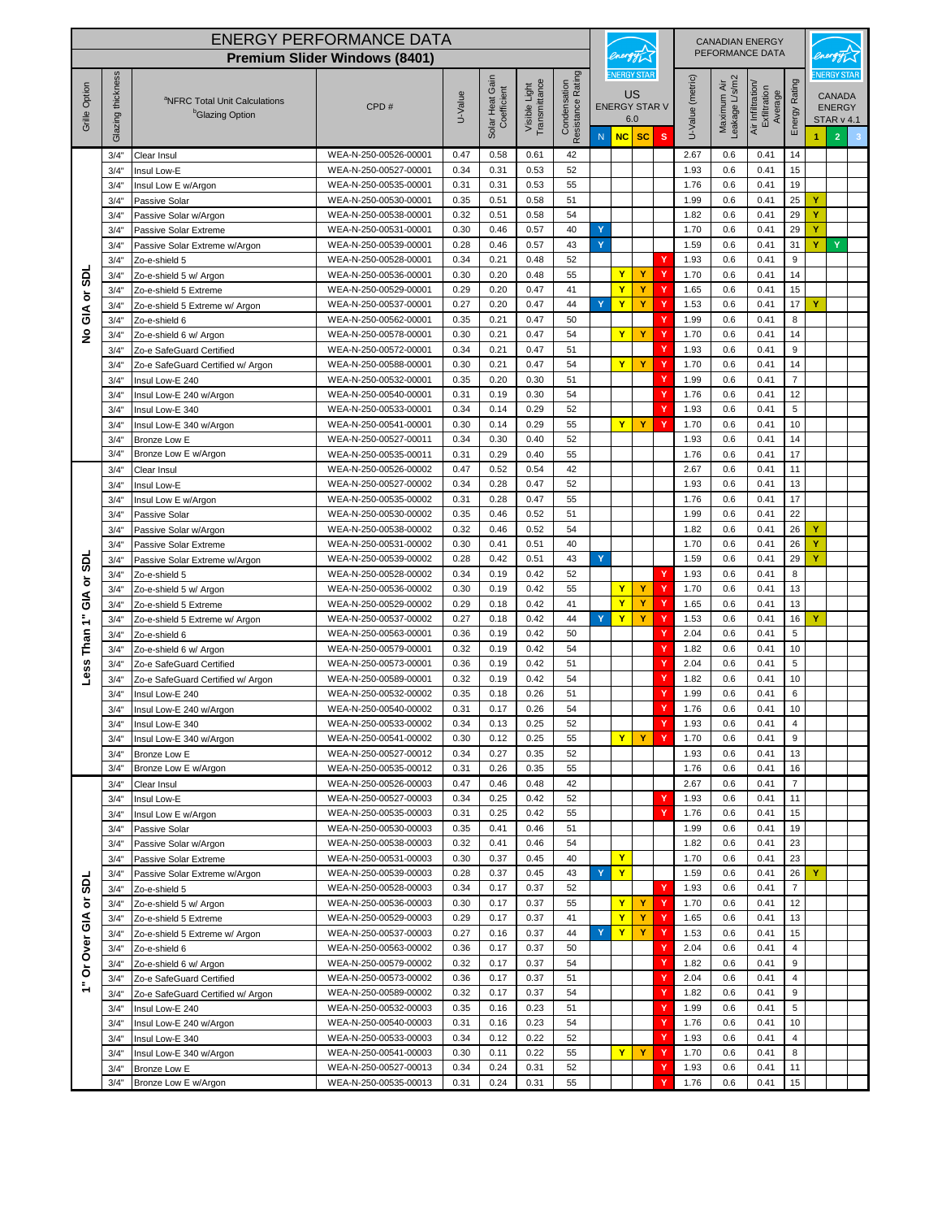# ENERGY PERFORMANCE DATA

## Premium Slider Windows (8401)

| Grille Option | Glazing thickness | [a]NFRC Total Unit Calculations [b]Glazing Option | CPD # | U-Value | Solar Heat Gain Coefficient | Visible Light Transmittance | Condensation Resistance Rating | US ENERGY STAR V 6.0 N | US ENERGY STAR V 6.0 NC | US ENERGY STAR V 6.0 SC | US ENERGY STAR V 6.0 S | U-Value (metric) | Maximum Air Leakage L/s/m2 | Air Infiltration/ Exfiltration Average | Energy Rating | CANADA ENERGY STAR v 4.1 1 | CANADA ENERGY STAR v 4.1 2 | CANADA ENERGY STAR v 4.1 3 |
|---|---|---|---|---|---|---|---|---|---|---|---|---|---|---|---|---|---|---|
| No GIA or SDL | 3/4" | Clear Insul | WEA-N-250-00526-00001 | 0.47 | 0.58 | 0.61 | 42 | | | | | 2.67 | 0.6 | 0.41 | 14 | | | |
| | 3/4" | Insul Low-E | WEA-N-250-00527-00001 | 0.34 | 0.31 | 0.53 | 52 | | | | | 1.93 | 0.6 | 0.41 | 15 | | | |
| | 3/4" | Insul Low E w/Argon | WEA-N-250-00535-00001 | 0.31 | 0.31 | 0.53 | 55 | | | | | 1.76 | 0.6 | 0.41 | 19 | | | |
| | 3/4" | Passive Solar | WEA-N-250-00530-00001 | 0.35 | 0.51 | 0.58 | 51 | | | | | 1.99 | 0.6 | 0.41 | 25 | Y | | |
| | 3/4" | Passive Solar w/Argon | WEA-N-250-00538-00001 | 0.32 | 0.51 | 0.58 | 54 | | | | | 1.82 | 0.6 | 0.41 | 29 | Y | | |
| | 3/4" | Passive Solar Extreme | WEA-N-250-00531-00001 | 0.30 | 0.46 | 0.57 | 40 | Y | | | | 1.70 | 0.6 | 0.41 | 29 | Y | | |
| | 3/4" | Passive Solar Extreme w/Argon | WEA-N-250-00539-00001 | 0.28 | 0.46 | 0.57 | 43 | Y | | | | 1.59 | 0.6 | 0.41 | 31 | Y | Y | |
| | 3/4" | Zo-e-shield 5 | WEA-N-250-00528-00001 | 0.34 | 0.21 | 0.48 | 52 | | | | Y | 1.93 | 0.6 | 0.41 | 9 | | | |
| | 3/4" | Zo-e-shield 5 w/ Argon | WEA-N-250-00536-00001 | 0.30 | 0.20 | 0.48 | 55 | | Y | Y | Y | 1.70 | 0.6 | 0.41 | 14 | | | |
| | 3/4" | Zo-e-shield 5 Extreme | WEA-N-250-00529-00001 | 0.29 | 0.20 | 0.47 | 41 | | Y | Y | Y | 1.65 | 0.6 | 0.41 | 15 | | | |
| | 3/4" | Zo-e-shield 5 Extreme w/ Argon | WEA-N-250-00537-00001 | 0.27 | 0.20 | 0.47 | 44 | Y | Y | Y | Y | 1.53 | 0.6 | 0.41 | 17 | Y | | |
| | 3/4" | Zo-e-shield 6 | WEA-N-250-00562-00001 | 0.35 | 0.21 | 0.47 | 50 | | | | Y | 1.99 | 0.6 | 0.41 | 8 | | | |
| | 3/4" | Zo-e-shield 6 w/ Argon | WEA-N-250-00578-00001 | 0.30 | 0.21 | 0.47 | 54 | | Y | Y | Y | 1.70 | 0.6 | 0.41 | 14 | | | |
| | 3/4" | Zo-e SafeGuard Certified | WEA-N-250-00572-00001 | 0.34 | 0.21 | 0.47 | 51 | | | | Y | 1.93 | 0.6 | 0.41 | 9 | | | |
| | 3/4" | Zo-e SafeGuard Certified w/ Argon | WEA-N-250-00588-00001 | 0.30 | 0.21 | 0.47 | 54 | | Y | Y | Y | 1.70 | 0.6 | 0.41 | 14 | | | |
| | 3/4" | Insul Low-E 240 | WEA-N-250-00532-00001 | 0.35 | 0.20 | 0.30 | 51 | | | | Y | 1.99 | 0.6 | 0.41 | 7 | | | |
| | 3/4" | Insul Low-E 240 w/Argon | WEA-N-250-00540-00001 | 0.31 | 0.19 | 0.30 | 54 | | | | Y | 1.76 | 0.6 | 0.41 | 12 | | | |
| | 3/4" | Insul Low-E 340 | WEA-N-250-00533-00001 | 0.34 | 0.14 | 0.29 | 52 | | | | Y | 1.93 | 0.6 | 0.41 | 5 | | | |
| | 3/4" | Insul Low-E 340 w/Argon | WEA-N-250-00541-00001 | 0.30 | 0.14 | 0.29 | 55 | | Y | Y | Y | 1.70 | 0.6 | 0.41 | 10 | | | |
| | 3/4" | Bronze Low E | WEA-N-250-00527-00011 | 0.34 | 0.30 | 0.40 | 52 | | | | | 1.93 | 0.6 | 0.41 | 14 | | | |
| | 3/4" | Bronze Low E w/Argon | WEA-N-250-00535-00011 | 0.31 | 0.29 | 0.40 | 55 | | | | | 1.76 | 0.6 | 0.41 | 17 | | | |
| Less Than 1" GIA or SDL | 3/4" | Clear Insul | WEA-N-250-00526-00002 | 0.47 | 0.52 | 0.54 | 42 | | | | | 2.67 | 0.6 | 0.41 | 11 | | | |
| | 3/4" | Insul Low-E | WEA-N-250-00527-00002 | 0.34 | 0.28 | 0.47 | 52 | | | | | 1.93 | 0.6 | 0.41 | 13 | | | |
| | 3/4" | Insul Low E w/Argon | WEA-N-250-00535-00002 | 0.31 | 0.28 | 0.47 | 55 | | | | | 1.76 | 0.6 | 0.41 | 17 | | | |
| | 3/4" | Passive Solar | WEA-N-250-00530-00002 | 0.35 | 0.46 | 0.52 | 51 | | | | | 1.99 | 0.6 | 0.41 | 22 | | | |
| | 3/4" | Passive Solar w/Argon | WEA-N-250-00538-00002 | 0.32 | 0.46 | 0.52 | 54 | | | | | 1.82 | 0.6 | 0.41 | 26 | Y | | |
| | 3/4" | Passive Solar Extreme | WEA-N-250-00531-00002 | 0.30 | 0.41 | 0.51 | 40 | | | | | 1.70 | 0.6 | 0.41 | 26 | Y | | |
| | 3/4" | Passive Solar Extreme w/Argon | WEA-N-250-00539-00002 | 0.28 | 0.42 | 0.51 | 43 | Y | | | | 1.59 | 0.6 | 0.41 | 29 | Y | | |
| | 3/4" | Zo-e-shield 5 | WEA-N-250-00528-00002 | 0.34 | 0.19 | 0.42 | 52 | | | | Y | 1.93 | 0.6 | 0.41 | 8 | | | |
| | 3/4" | Zo-e-shield 5 w/ Argon | WEA-N-250-00536-00002 | 0.30 | 0.19 | 0.42 | 55 | | Y | Y | Y | 1.70 | 0.6 | 0.41 | 13 | | | |
| | 3/4" | Zo-e-shield 5 Extreme | WEA-N-250-00529-00002 | 0.29 | 0.18 | 0.42 | 41 | | Y | Y | Y | 1.65 | 0.6 | 0.41 | 13 | | | |
| | 3/4" | Zo-e-shield 5 Extreme w/ Argon | WEA-N-250-00537-00002 | 0.27 | 0.18 | 0.42 | 44 | Y | Y | Y | Y | 1.53 | 0.6 | 0.41 | 16 | Y | | |
| | 3/4" | Zo-e-shield 6 | WEA-N-250-00563-00001 | 0.36 | 0.19 | 0.42 | 50 | | | | Y | 2.04 | 0.6 | 0.41 | 5 | | | |
| | 3/4" | Zo-e-shield 6 w/ Argon | WEA-N-250-00579-00001 | 0.32 | 0.19 | 0.42 | 54 | | | | Y | 1.82 | 0.6 | 0.41 | 10 | | | |
| | 3/4" | Zo-e SafeGuard Certified | WEA-N-250-00573-00001 | 0.36 | 0.19 | 0.42 | 51 | | | | Y | 2.04 | 0.6 | 0.41 | 5 | | | |
| | 3/4" | Zo-e SafeGuard Certified w/ Argon | WEA-N-250-00589-00001 | 0.32 | 0.19 | 0.42 | 54 | | | | Y | 1.82 | 0.6 | 0.41 | 10 | | | |
| | 3/4" | Insul Low-E 240 | WEA-N-250-00532-00002 | 0.35 | 0.18 | 0.26 | 51 | | | | Y | 1.99 | 0.6 | 0.41 | 6 | | | |
| | 3/4" | Insul Low-E 240 w/Argon | WEA-N-250-00540-00002 | 0.31 | 0.17 | 0.26 | 54 | | | | Y | 1.76 | 0.6 | 0.41 | 10 | | | |
| | 3/4" | Insul Low-E 340 | WEA-N-250-00533-00002 | 0.34 | 0.13 | 0.25 | 52 | | | | Y | 1.93 | 0.6 | 0.41 | 4 | | | |
| | 3/4" | Insul Low-E 340 w/Argon | WEA-N-250-00541-00002 | 0.30 | 0.12 | 0.25 | 55 | | Y | Y | Y | 1.70 | 0.6 | 0.41 | 9 | | | |
| | 3/4" | Bronze Low E | WEA-N-250-00527-00012 | 0.34 | 0.27 | 0.35 | 52 | | | | | 1.93 | 0.6 | 0.41 | 13 | | | |
| | 3/4" | Bronze Low E w/Argon | WEA-N-250-00535-00012 | 0.31 | 0.26 | 0.35 | 55 | | | | | 1.76 | 0.6 | 0.41 | 16 | | | |
| 1" Or Over GIA or SDL | 3/4" | Clear Insul | WEA-N-250-00526-00003 | 0.47 | 0.46 | 0.48 | 42 | | | | | 2.67 | 0.6 | 0.41 | 7 | | | |
| | 3/4" | Insul Low-E | WEA-N-250-00527-00003 | 0.34 | 0.25 | 0.42 | 52 | | | | Y | 1.93 | 0.6 | 0.41 | 11 | | | |
| | 3/4" | Insul Low E w/Argon | WEA-N-250-00535-00003 | 0.31 | 0.25 | 0.42 | 55 | | | | Y | 1.76 | 0.6 | 0.41 | 15 | | | |
| | 3/4" | Passive Solar | WEA-N-250-00530-00003 | 0.35 | 0.41 | 0.46 | 51 | | | | | 1.99 | 0.6 | 0.41 | 19 | | | |
| | 3/4" | Passive Solar w/Argon | WEA-N-250-00538-00003 | 0.32 | 0.41 | 0.46 | 54 | | | | | 1.82 | 0.6 | 0.41 | 23 | | | |
| | 3/4" | Passive Solar Extreme | WEA-N-250-00531-00003 | 0.30 | 0.37 | 0.45 | 40 | | Y | | | 1.70 | 0.6 | 0.41 | 23 | | | |
| | 3/4" | Passive Solar Extreme w/Argon | WEA-N-250-00539-00003 | 0.28 | 0.37 | 0.45 | 43 | Y | Y | | | 1.59 | 0.6 | 0.41 | 26 | Y | | |
| | 3/4" | Zo-e-shield 5 | WEA-N-250-00528-00003 | 0.34 | 0.17 | 0.37 | 52 | | | | Y | 1.93 | 0.6 | 0.41 | 7 | | | |
| | 3/4" | Zo-e-shield 5 w/ Argon | WEA-N-250-00536-00003 | 0.30 | 0.17 | 0.37 | 55 | | Y | Y | Y | 1.70 | 0.6 | 0.41 | 12 | | | |
| | 3/4" | Zo-e-shield 5 Extreme | WEA-N-250-00529-00003 | 0.29 | 0.17 | 0.37 | 41 | | Y | Y | Y | 1.65 | 0.6 | 0.41 | 13 | | | |
| | 3/4" | Zo-e-shield 5 Extreme w/ Argon | WEA-N-250-00537-00003 | 0.27 | 0.16 | 0.37 | 44 | Y | Y | Y | Y | 1.53 | 0.6 | 0.41 | 15 | | | |
| | 3/4" | Zo-e-shield 6 | WEA-N-250-00563-00002 | 0.36 | 0.17 | 0.37 | 50 | | | | Y | 2.04 | 0.6 | 0.41 | 4 | | | |
| | 3/4" | Zo-e-shield 6 w/ Argon | WEA-N-250-00579-00002 | 0.32 | 0.17 | 0.37 | 54 | | | | Y | 1.82 | 0.6 | 0.41 | 9 | | | |
| | 3/4" | Zo-e SafeGuard Certified | WEA-N-250-00573-00002 | 0.36 | 0.17 | 0.37 | 51 | | | | Y | 2.04 | 0.6 | 0.41 | 4 | | | |
| | 3/4" | Zo-e SafeGuard Certified w/ Argon | WEA-N-250-00589-00002 | 0.32 | 0.17 | 0.37 | 54 | | | | Y | 1.82 | 0.6 | 0.41 | 9 | | | |
| | 3/4" | Insul Low-E 240 | WEA-N-250-00532-00003 | 0.35 | 0.16 | 0.23 | 51 | | | | Y | 1.99 | 0.6 | 0.41 | 5 | | | |
| | 3/4" | Insul Low-E 240 w/Argon | WEA-N-250-00540-00003 | 0.31 | 0.16 | 0.23 | 54 | | | | Y | 1.76 | 0.6 | 0.41 | 10 | | | |
| | 3/4" | Insul Low-E 340 | WEA-N-250-00533-00003 | 0.34 | 0.12 | 0.22 | 52 | | | | Y | 1.93 | 0.6 | 0.41 | 4 | | | |
| | 3/4" | Insul Low-E 340 w/Argon | WEA-N-250-00541-00003 | 0.30 | 0.11 | 0.22 | 55 | | Y | Y | Y | 1.70 | 0.6 | 0.41 | 8 | | | |
| | 3/4" | Bronze Low E | WEA-N-250-00527-00013 | 0.34 | 0.24 | 0.31 | 52 | | | | Y | 1.93 | 0.6 | 0.41 | 11 | | | |
| | 3/4" | Bronze Low E w/Argon | WEA-N-250-00535-00013 | 0.31 | 0.24 | 0.31 | 55 | | | | Y | 1.76 | 0.6 | 0.41 | 15 | | | |